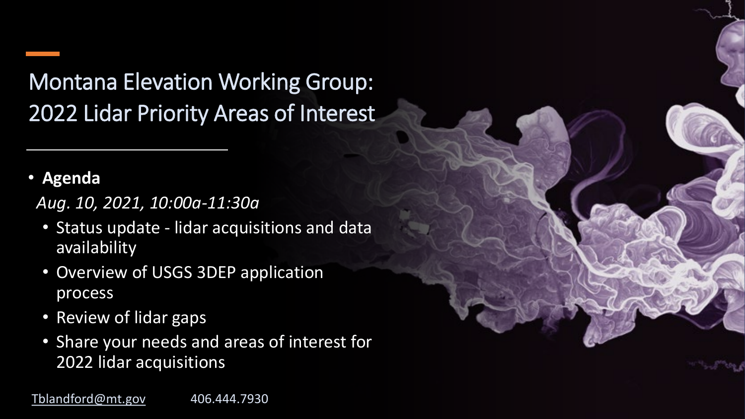# Montana Elevation Working Group: 2022 Lidar Priority Areas of Interest

- **Agenda**

  *Aug. 10, 2021, 10:00a-11:30a*

  - Status update - lidar acquisitions and data availability
  - Overview of USGS 3DEP application process
  - Review of lidar gaps
  - Share your needs and areas of interest for 2022 lidar acquisitions

Tblandford@mt.gov 406.444.7930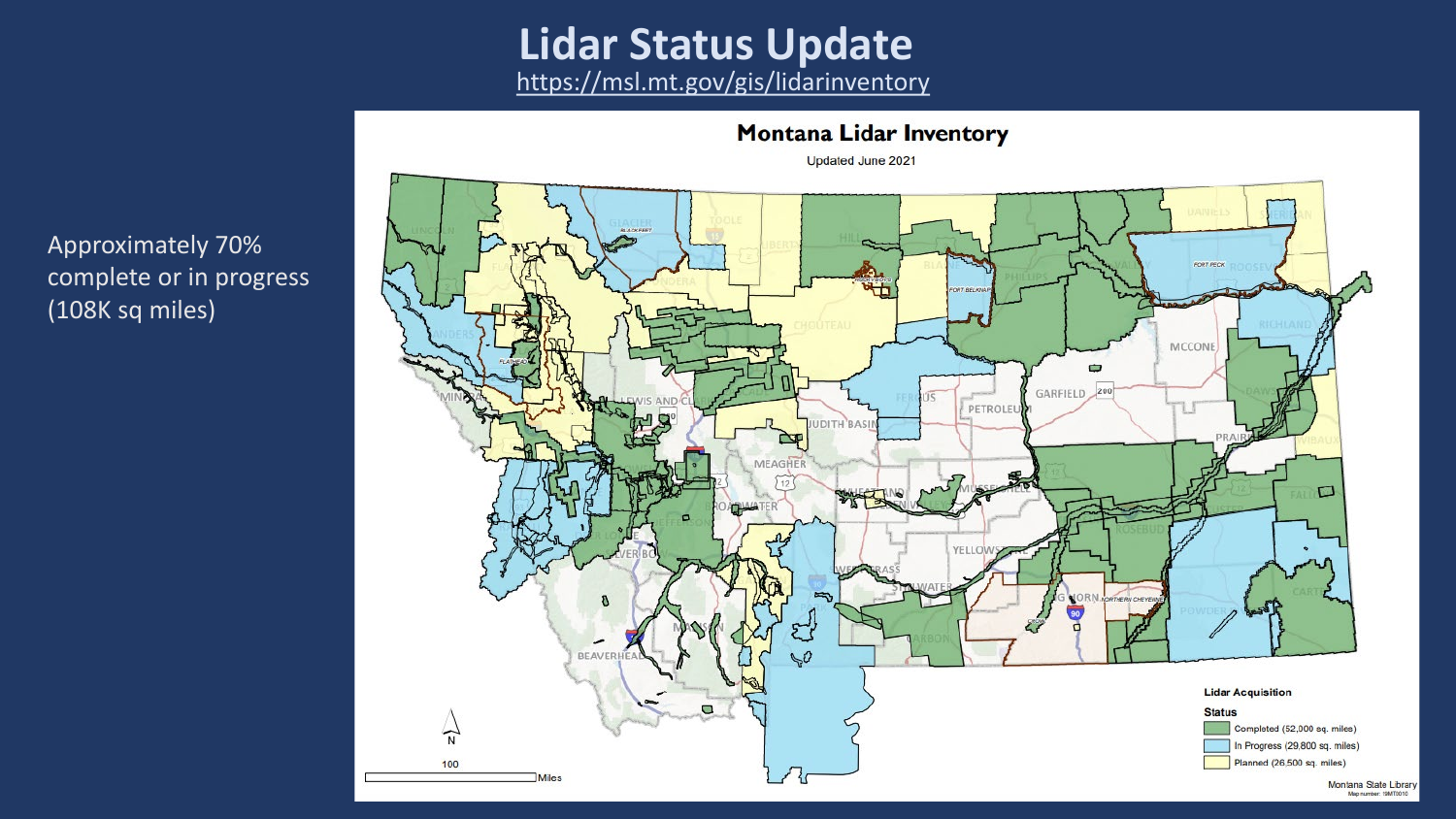# Lidar Status Update

https://msl.mt.gov/gis/lidarinventory

Approximately 70% complete or in progress (108K sq miles)

**Montana Lidar Inventory**

Updated June 2021

Lidar Acquisition

Status

Completed (52,000 sq. miles)

In Progress (29,800 sq. miles)

Planned (26,500 sq. miles)

100

Miles

Montana State Library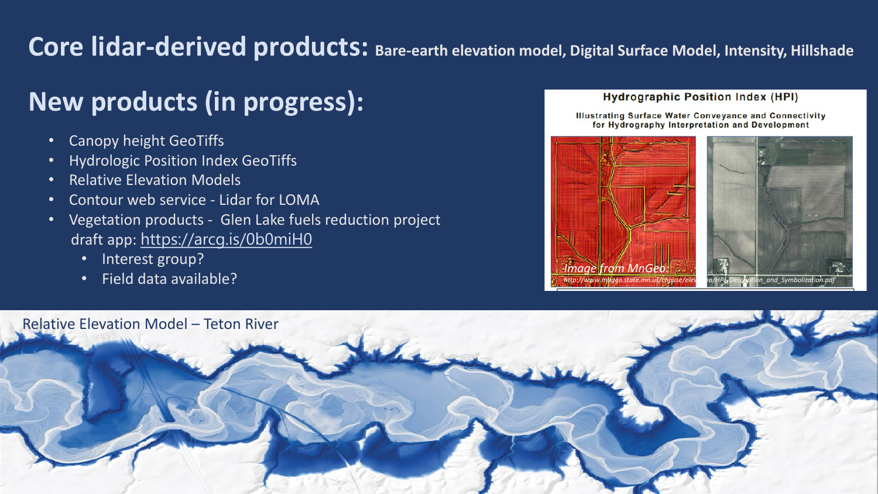# Core lidar-derived products: Bare-earth elevation model, Digital Surface Model, Intensity, Hillshade

## New products (in progress):

- Canopy height GeoTiffs
- Hydrologic Position Index GeoTiffs
- Relative Elevation Models
- Contour web service - Lidar for LOMA
- Vegetation products - Glen Lake fuels reduction project draft app: https://arcg.is/0b0miH0
  - Interest group?
  - Field data available?

Hydrographic Position Index (HPI)

Illustrating Surface Water Conveyance and Connectivity for Hydrography Interpretation and Development

*Image from MnGeo: http://www.mngeo.state.mn.us/chouse/elevation/HPI_Description_and_Symbolization.pdf*

Relative Elevation Model – Teton River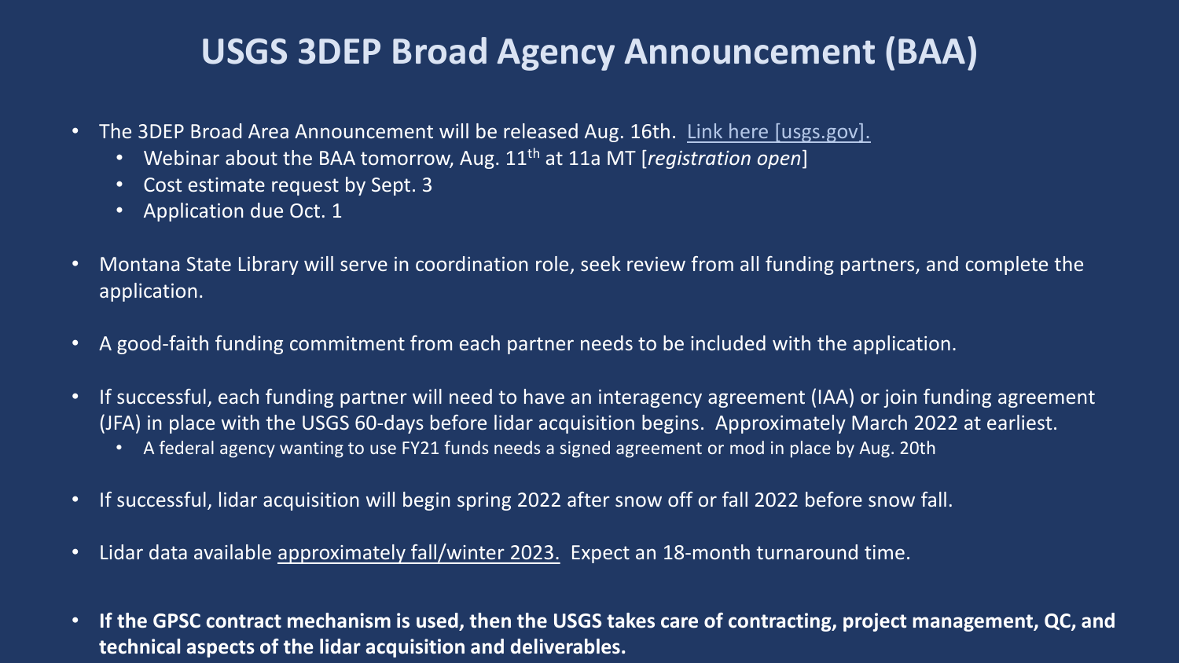# USGS 3DEP Broad Agency Announcement (BAA)

- The 3DEP Broad Area Announcement will be released Aug. 16th. Link here [usgs.gov].
  - Webinar about the BAA tomorrow, Aug. 11th at 11a MT [*registration open*]
  - Cost estimate request by Sept. 3
  - Application due Oct. 1
- Montana State Library will serve in coordination role, seek review from all funding partners, and complete the application.
- A good-faith funding commitment from each partner needs to be included with the application.
- If successful, each funding partner will need to have an interagency agreement (IAA) or join funding agreement (JFA) in place with the USGS 60-days before lidar acquisition begins. Approximately March 2022 at earliest.
  - A federal agency wanting to use FY21 funds needs a signed agreement or mod in place by Aug. 20th
- If successful, lidar acquisition will begin spring 2022 after snow off or fall 2022 before snow fall.
- Lidar data available approximately fall/winter 2023. Expect an 18-month turnaround time.
- **If the GPSC contract mechanism is used, then the USGS takes care of contracting, project management, QC, and technical aspects of the lidar acquisition and deliverables.**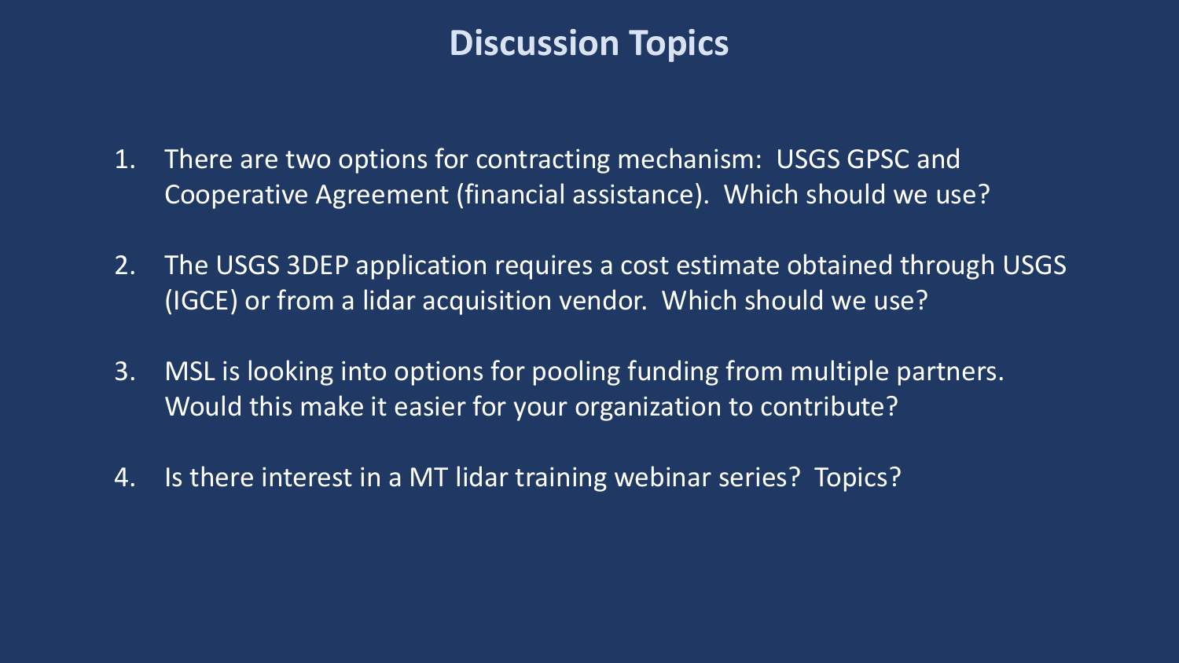# Discussion Topics

1. There are two options for contracting mechanism: USGS GPSC and Cooperative Agreement (financial assistance). Which should we use?

2. The USGS 3DEP application requires a cost estimate obtained through USGS (IGCE) or from a lidar acquisition vendor. Which should we use?

3. MSL is looking into options for pooling funding from multiple partners. Would this make it easier for your organization to contribute?

4. Is there interest in a MT lidar training webinar series? Topics?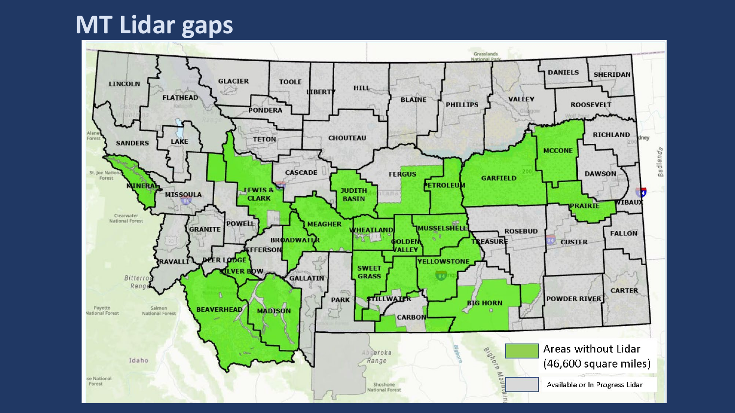# MT Lidar gaps

Areas without Lidar (46,600 square miles)

Available or In Progress Lidar

LINCOLN
FLATHEAD
GLACIER
TOOLE
LIBERTY
HILL
BLAINE
PHILLIPS
VALLEY
DANIELS
SHERIDAN
ROOSEVELT
PONDERA
TETON
CHOUTEAU
SANDERS
LAKE
RICHLAND
MCCONE
CASCADE
FERGUS
GARFIELD
DAWSON
MINERAL
MISSOULA
LEWIS & CLARK
JUDITH BASIN
PETROLEUM
PRAIRIE
WIBAUX
POWELL
MEAGHER
WHEATLAND
MUSSELSHELL
ROSEBUD
FALLON
GRANITE
BROADWATER
GOLDEN VALLEY
TREASURE
CUSTER
JEFFERSON
RAVALLI
DEER LODGE
SILVER BOW
GALLATIN
SWEET GRASS
YELLOWSTONE
STILLWATER
PARK
BIG HORN
POWDER RIVER
CARTER
BEAVERHEAD
MADISON
CARBON

Grasslands National Park
Badlands
Alene Forest
St. Joe National Forest
Clearwater National Forest
Bitterroot Range
Payette National Forest
Salmon National Forest
Idaho
Absaroka Range
Shoshone National Forest
Bighorn Mountains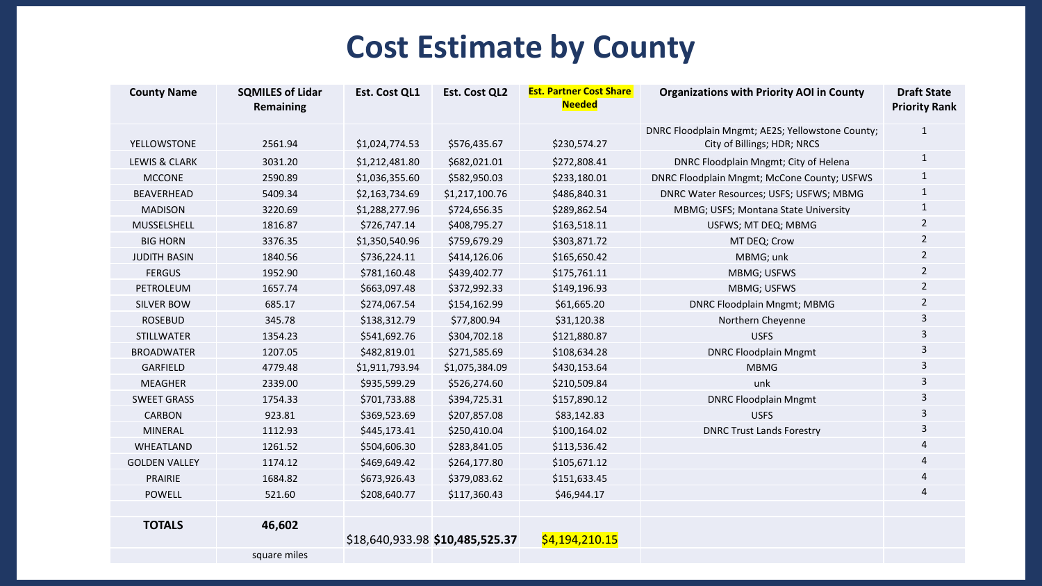# Cost Estimate by County

| County Name | SQMILES of Lidar Remaining | Est. Cost QL1 | Est. Cost QL2 | Est. Partner Cost Share Needed | Organizations with Priority AOI in County | Draft State Priority Rank |
|---|---|---|---|---|---|---|
| YELLOWSTONE | 2561.94 | $1,024,774.53 | $576,435.67 | $230,574.27 | DNRC Floodplain Mngmt; AE2S; Yellowstone County; City of Billings; HDR; NRCS | 1 |
| LEWIS & CLARK | 3031.20 | $1,212,481.80 | $682,021.01 | $272,808.41 | DNRC Floodplain Mngmt; City of Helena | 1 |
| MCCONE | 2590.89 | $1,036,355.60 | $582,950.03 | $233,180.01 | DNRC Floodplain Mngmt; McCone County; USFWS | 1 |
| BEAVERHEAD | 5409.34 | $2,163,734.69 | $1,217,100.76 | $486,840.31 | DNRC Water Resources; USFS; USFWS; MBMG | 1 |
| MADISON | 3220.69 | $1,288,277.96 | $724,656.35 | $289,862.54 | MBMG; USFS; Montana State University | 1 |
| MUSSELSHELL | 1816.87 | $726,747.14 | $408,795.27 | $163,518.11 | USFWS; MT DEQ; MBMG | 2 |
| BIG HORN | 3376.35 | $1,350,540.96 | $759,679.29 | $303,871.72 | MT DEQ; Crow | 2 |
| JUDITH BASIN | 1840.56 | $736,224.11 | $414,126.06 | $165,650.42 | MBMG; unk | 2 |
| FERGUS | 1952.90 | $781,160.48 | $439,402.77 | $175,761.11 | MBMG; USFWS | 2 |
| PETROLEUM | 1657.74 | $663,097.48 | $372,992.33 | $149,196.93 | MBMG; USFWS | 2 |
| SILVER BOW | 685.17 | $274,067.54 | $154,162.99 | $61,665.20 | DNRC Floodplain Mngmt; MBMG | 2 |
| ROSEBUD | 345.78 | $138,312.79 | $77,800.94 | $31,120.38 | Northern Cheyenne | 3 |
| STILLWATER | 1354.23 | $541,692.76 | $304,702.18 | $121,880.87 | USFS | 3 |
| BROADWATER | 1207.05 | $482,819.01 | $271,585.69 | $108,634.28 | DNRC Floodplain Mngmt | 3 |
| GARFIELD | 4779.48 | $1,911,793.94 | $1,075,384.09 | $430,153.64 | MBMG | 3 |
| MEAGHER | 2339.00 | $935,599.29 | $526,274.60 | $210,509.84 | unk | 3 |
| SWEET GRASS | 1754.33 | $701,733.88 | $394,725.31 | $157,890.12 | DNRC Floodplain Mngmt | 3 |
| CARBON | 923.81 | $369,523.69 | $207,857.08 | $83,142.83 | USFS | 3 |
| MINERAL | 1112.93 | $445,173.41 | $250,410.04 | $100,164.02 | DNRC Trust Lands Forestry | 3 |
| WHEATLAND | 1261.52 | $504,606.30 | $283,841.05 | $113,536.42 | | 4 |
| GOLDEN VALLEY | 1174.12 | $469,649.42 | $264,177.80 | $105,671.12 | | 4 |
| PRAIRIE | 1684.82 | $673,926.43 | $379,083.62 | $151,633.45 | | 4 |
| POWELL | 521.60 | $208,640.77 | $117,360.43 | $46,944.17 | | 4 |
| | | | | | | |
| **TOTALS** | **46,602** | $18,640,933.98 | **$10,485,525.37** | $4,194,210.15 | | |
| | square miles | | | | | |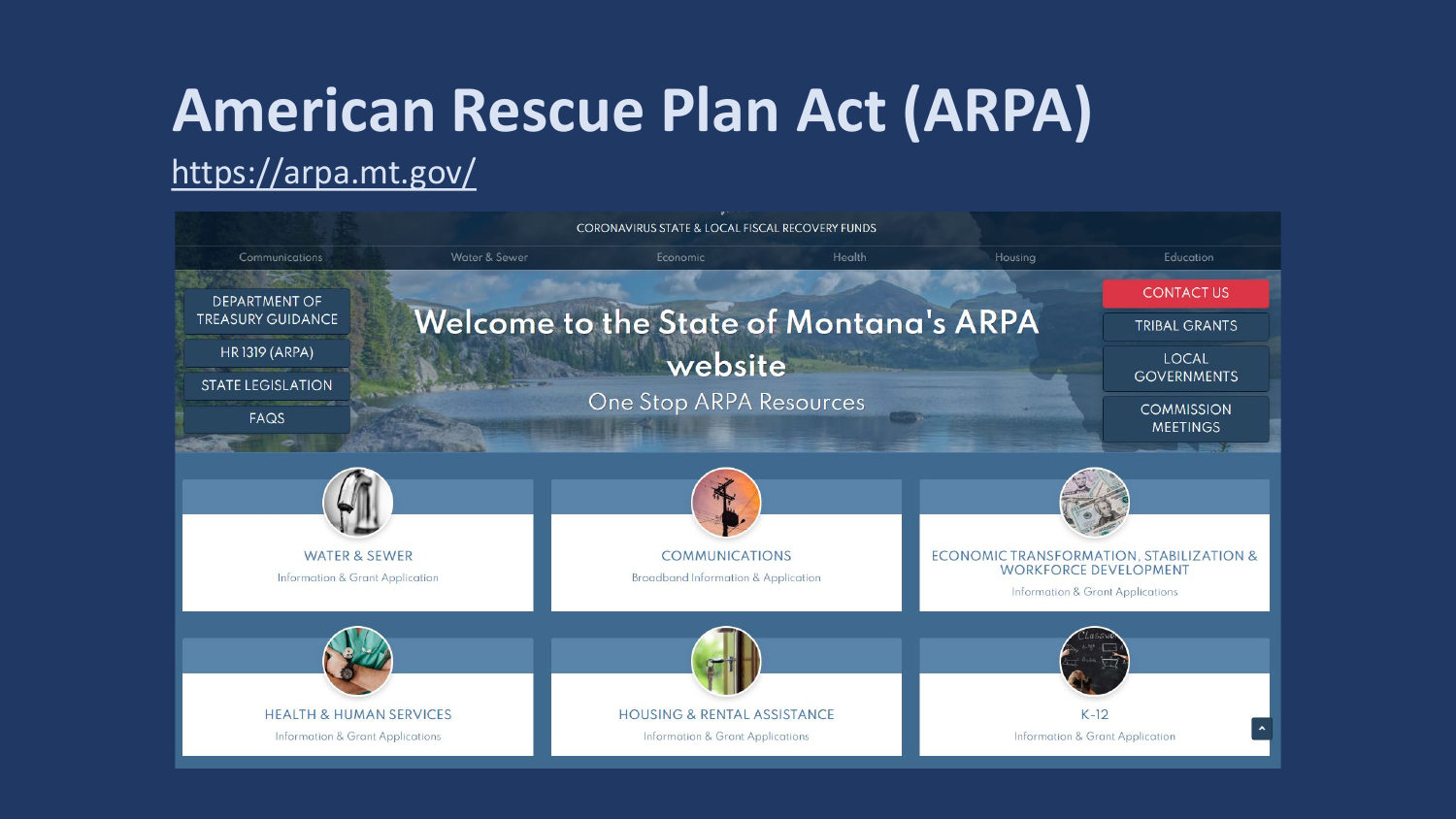# American Rescue Plan Act (ARPA)

https://arpa.mt.gov/

CORONAVIRUS STATE & LOCAL FISCAL RECOVERY FUNDS

Communications | Water & Sewer | Economic | Health | Housing | Education

- DEPARTMENT OF TREASURY GUIDANCE
- HR 1319 (ARPA)
- STATE LEGISLATION
- FAQS

## Welcome to the State of Montana's ARPA website

One Stop ARPA Resources

- CONTACT US
- TRIBAL GRANTS
- LOCAL GOVERNMENTS
- COMMISSION MEETINGS

**WATER & SEWER**
Information & Grant Application

**COMMUNICATIONS**
Broadband Information & Application

**ECONOMIC TRANSFORMATION, STABILIZATION & WORKFORCE DEVELOPMENT**
Information & Grant Applications

**HEALTH & HUMAN SERVICES**
Information & Grant Applications

**HOUSING & RENTAL ASSISTANCE**
Information & Grant Applications

**K-12**
Information & Grant Application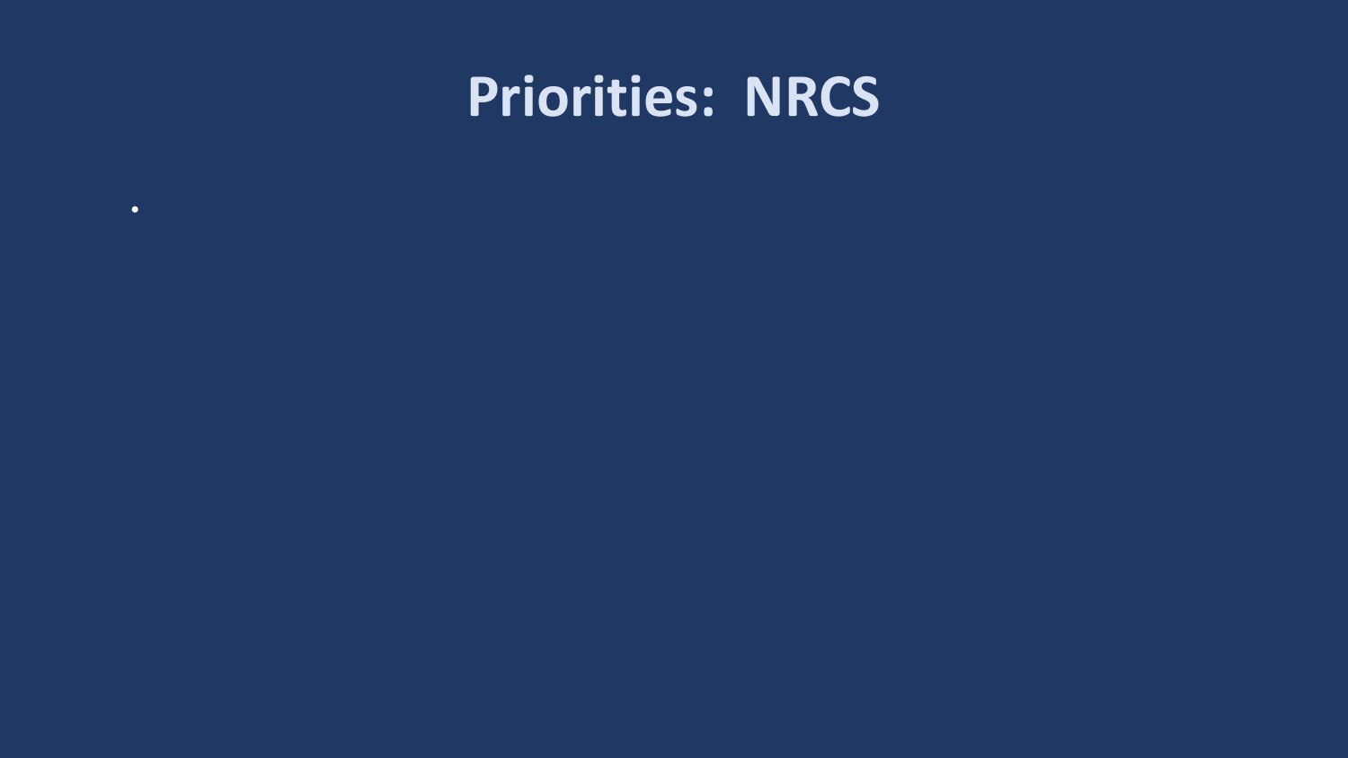# Priorities: NRCS

-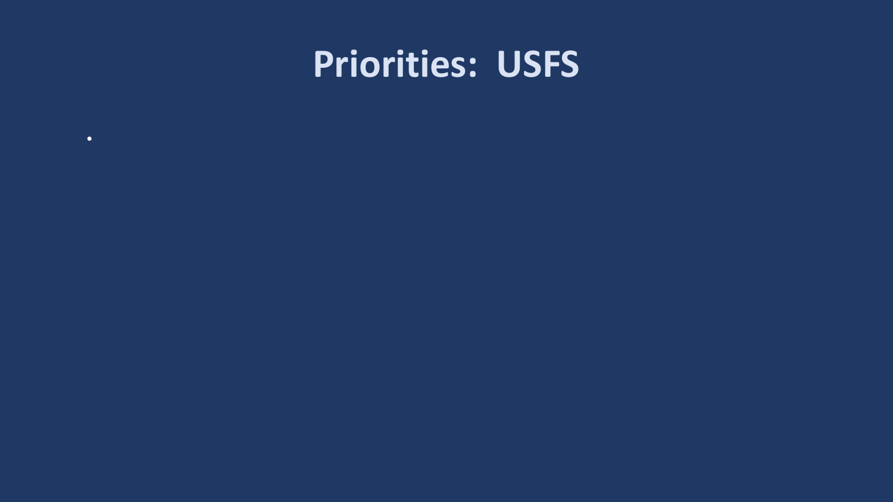# Priorities: USFS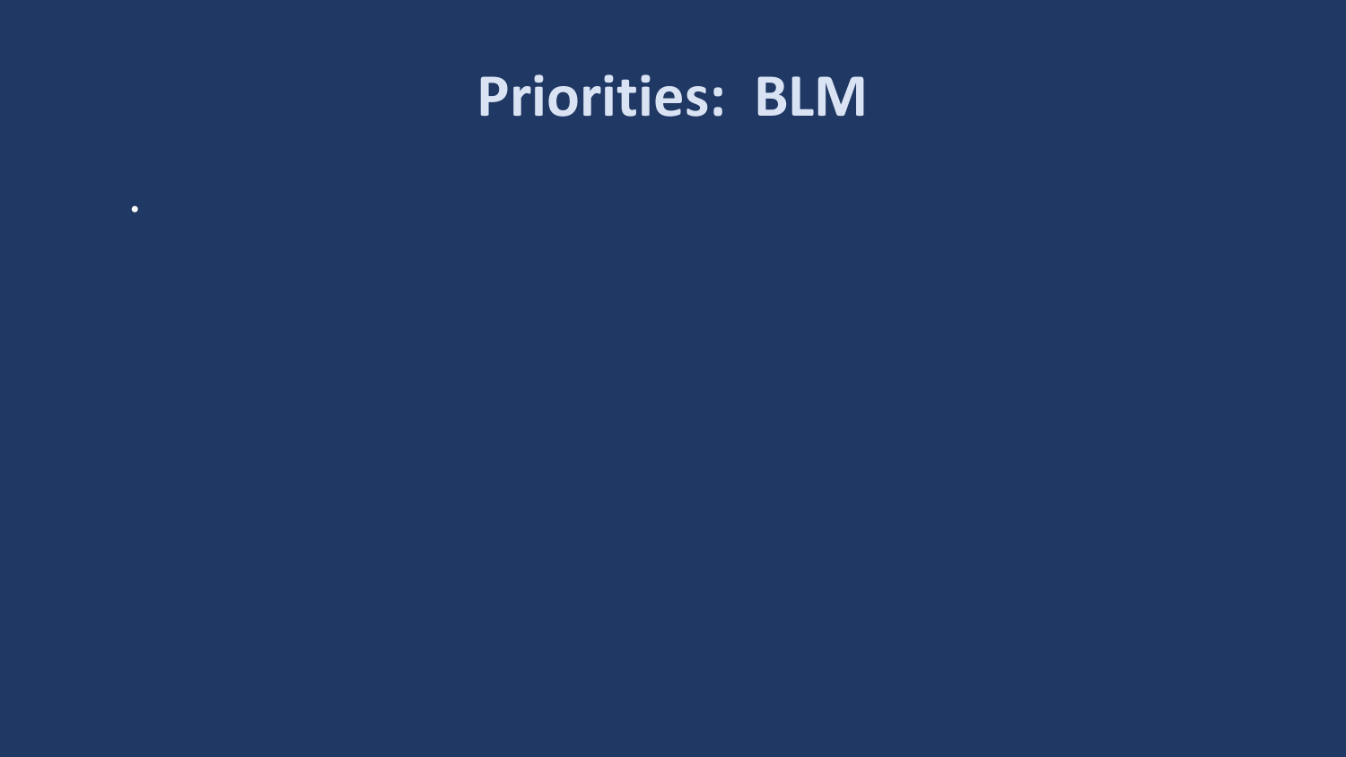# Priorities:  BLM

-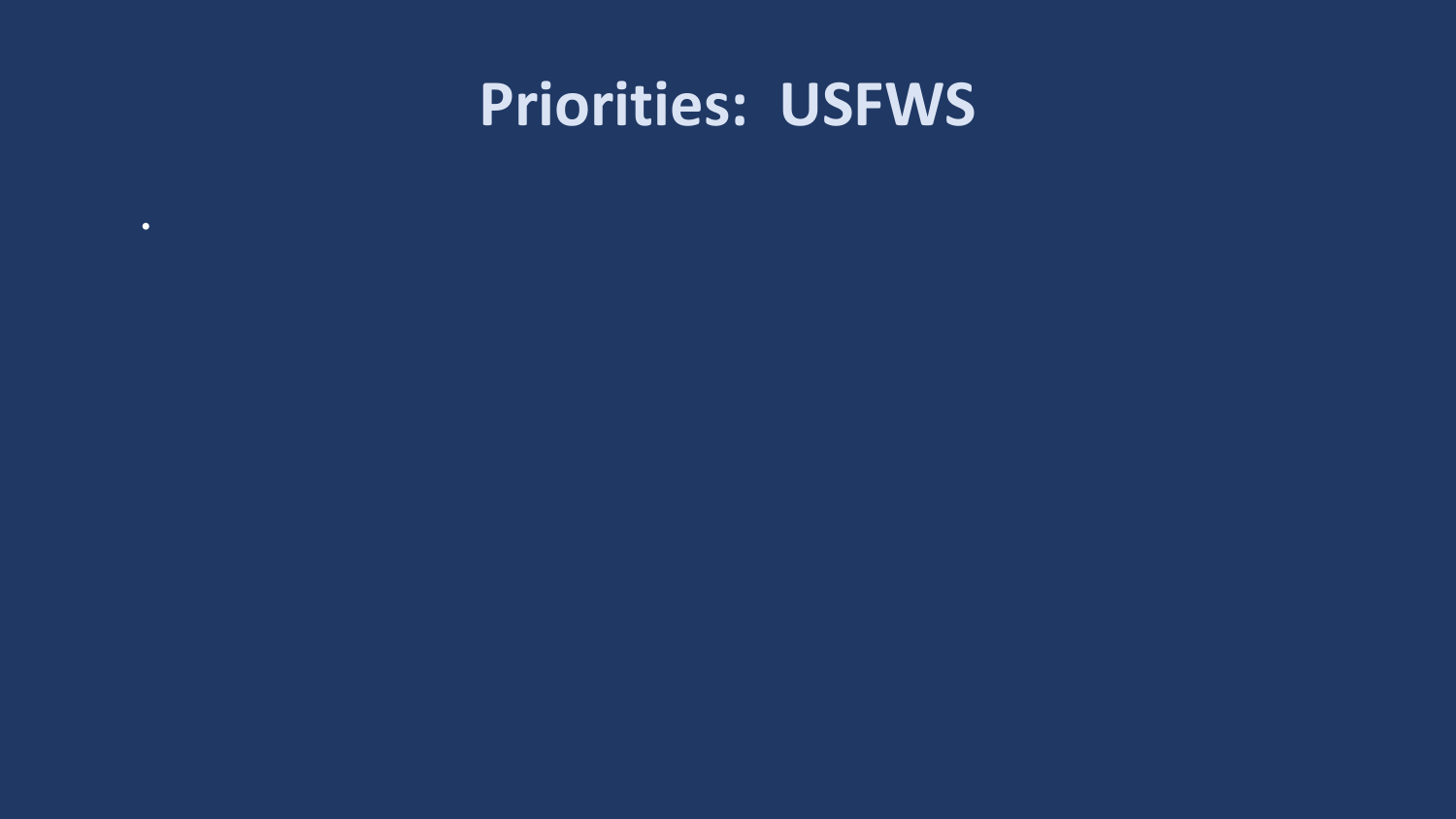# Priorities: USFWS

-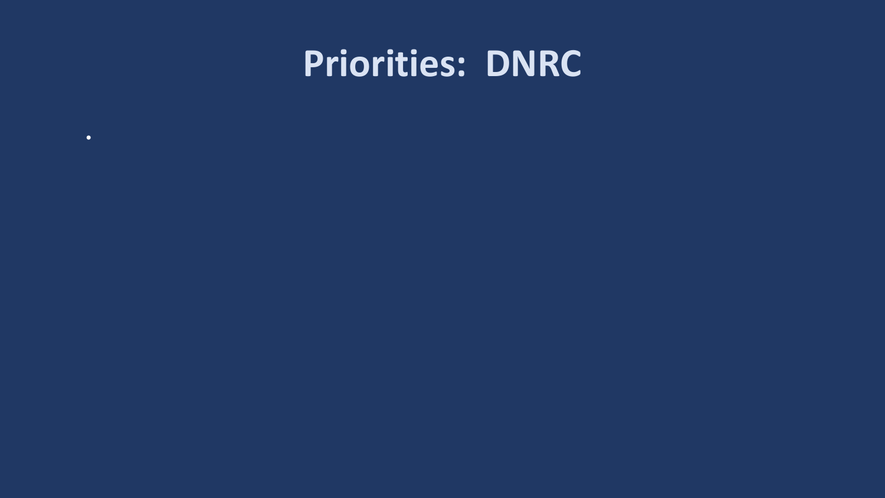# Priorities:  DNRC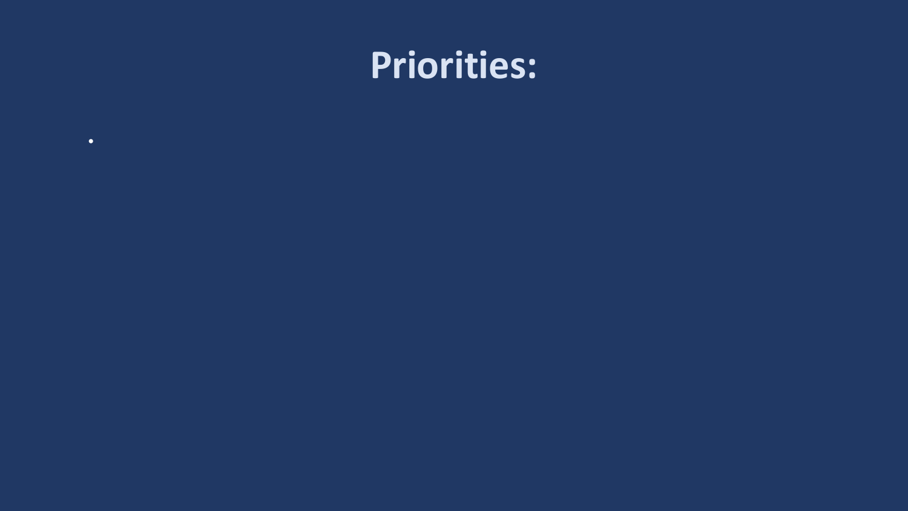# Priorities:

-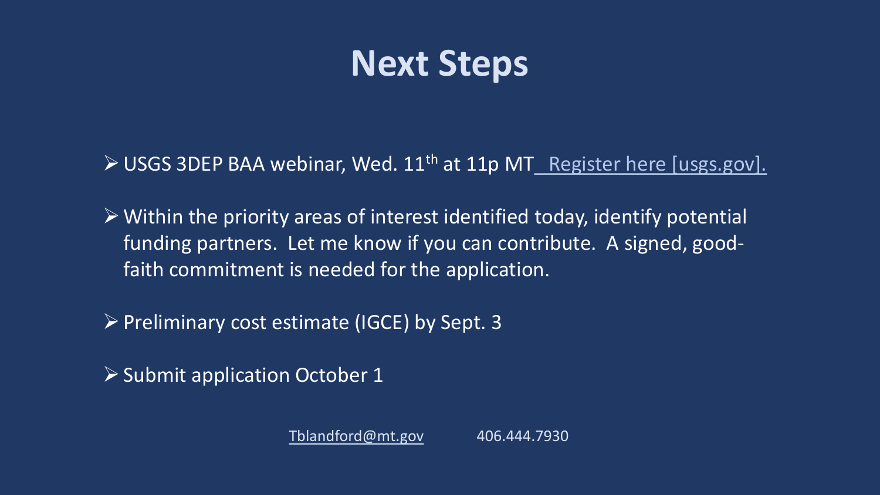# Next Steps

- USGS 3DEP BAA webinar, Wed. 11th at 11p MT [Register here [usgs.gov].]
- Within the priority areas of interest identified today, identify potential funding partners. Let me know if you can contribute. A signed, good-faith commitment is needed for the application.
- Preliminary cost estimate (IGCE) by Sept. 3
- Submit application October 1

Tblandford@mt.gov 406.444.7930